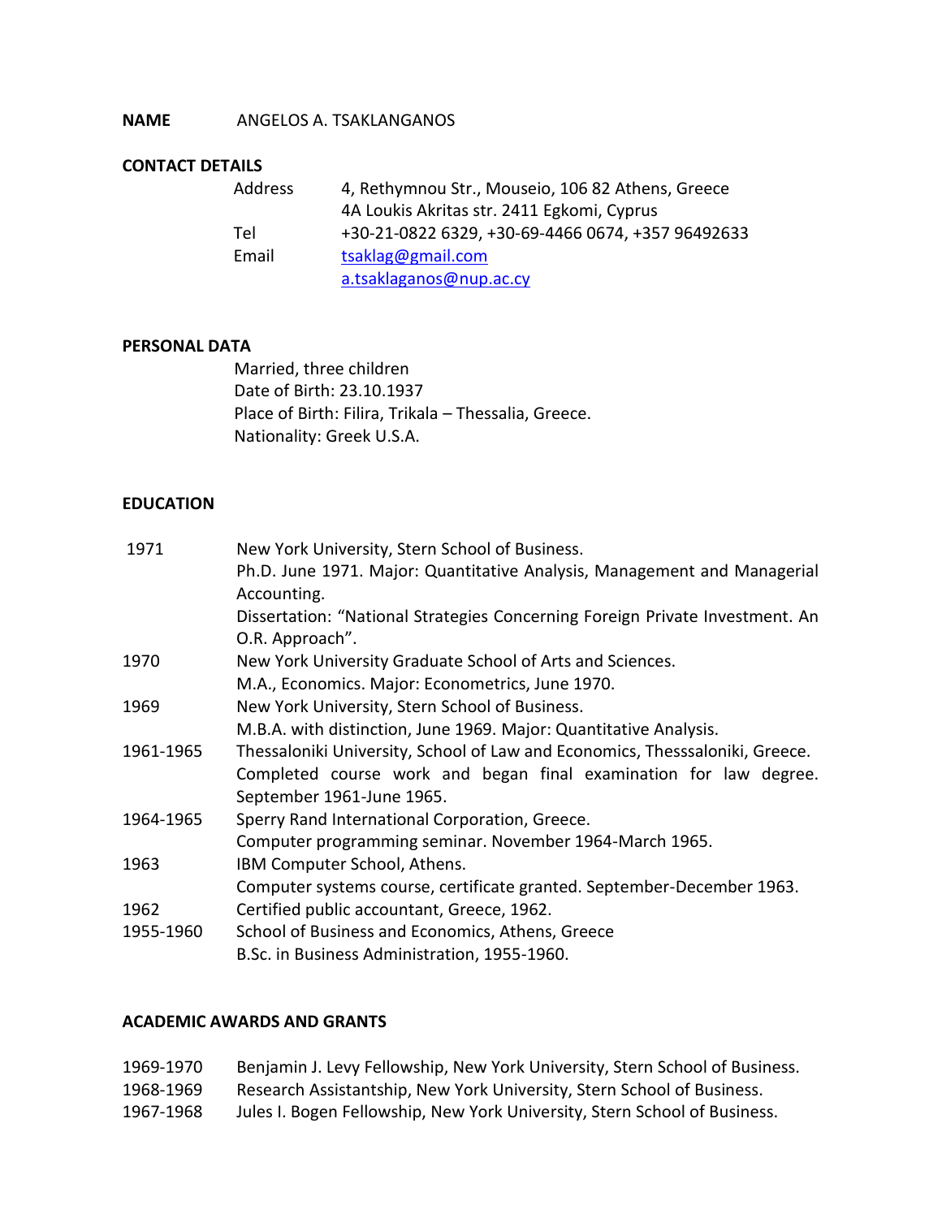**NAME** ANGELOS A. TSAKLANGANOS

**CONTACT DETAILS**

| | |
|---|---|
| Address | 4, Rethymnou Str., Mouseio, 106 82 Athens, Greece |
| | 4A Loukis Akritas str. 2411 Egkomi, Cyprus |
| Tel | +30-21-0822 6329, +30-69-4466 0674, +357 96492633 |
| Email | tsaklag@gmail.com |
| | a.tsaklaganos@nup.ac.cy |

**PERSONAL DATA**

Married, three children
Date of Birth: 23.10.1937
Place of Birth: Filira, Trikala – Thessalia, Greece.
Nationality: Greek U.S.A.

**EDUCATION**

| | |
|---|---|
| 1971 | New York University, Stern School of Business. Ph.D. June 1971. Major: Quantitative Analysis, Management and Managerial Accounting. Dissertation: "National Strategies Concerning Foreign Private Investment. An O.R. Approach". |
| 1970 | New York University Graduate School of Arts and Sciences. M.A., Economics. Major: Econometrics, June 1970. |
| 1969 | New York University, Stern School of Business. M.B.A. with distinction, June 1969. Major: Quantitative Analysis. |
| 1961-1965 | Thessaloniki University, School of Law and Economics, Thesssaloniki, Greece. Completed course work and began final examination for law degree. September 1961-June 1965. |
| 1964-1965 | Sperry Rand International Corporation, Greece. Computer programming seminar. November 1964-March 1965. |
| 1963 | IBM Computer School, Athens. Computer systems course, certificate granted. September-December 1963. |
| 1962 | Certified public accountant, Greece, 1962. |
| 1955-1960 | School of Business and Economics, Athens, Greece B.Sc. in Business Administration, 1955-1960. |

**ACADEMIC AWARDS AND GRANTS**

| | |
|---|---|
| 1969-1970 | Benjamin J. Levy Fellowship, New York University, Stern School of Business. |
| 1968-1969 | Research Assistantship, New York University, Stern School of Business. |
| 1967-1968 | Jules I. Bogen Fellowship, New York University, Stern School of Business. |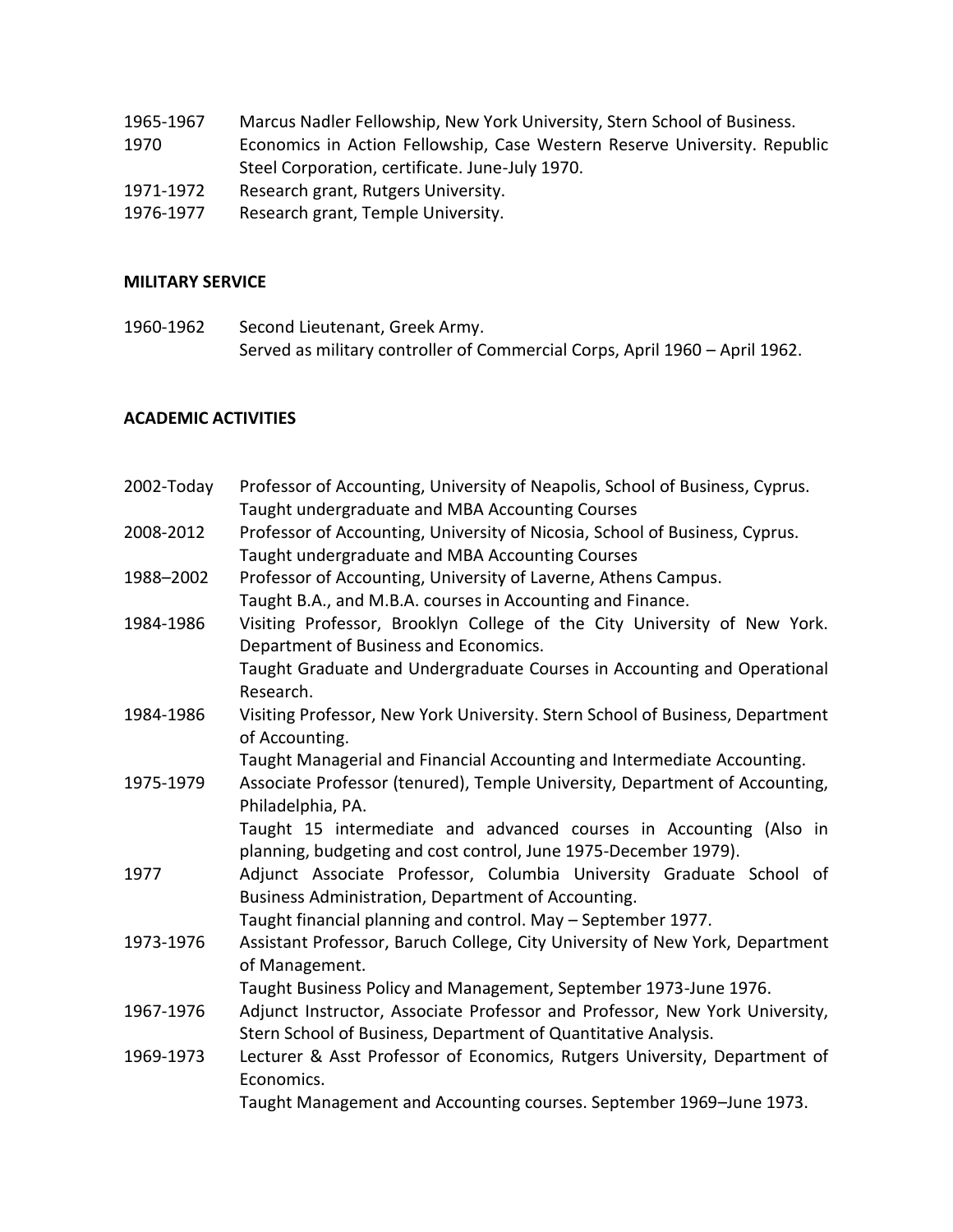1965-1967 Marcus Nadler Fellowship, New York University, Stern School of Business.

1970 Economics in Action Fellowship, Case Western Reserve University. Republic Steel Corporation, certificate. June-July 1970.

1971-1972 Research grant, Rutgers University.

1976-1977 Research grant, Temple University.

**MILITARY SERVICE**

1960-1962 Second Lieutenant, Greek Army.
Served as military controller of Commercial Corps, April 1960 – April 1962.

**ACADEMIC ACTIVITIES**

2002-Today Professor of Accounting, University of Neapolis, School of Business, Cyprus.
Taught undergraduate and MBA Accounting Courses

2008-2012 Professor of Accounting, University of Nicosia, School of Business, Cyprus.
Taught undergraduate and MBA Accounting Courses

1988–2002 Professor of Accounting, University of Laverne, Athens Campus.
Taught B.A., and M.B.A. courses in Accounting and Finance.

1984-1986 Visiting Professor, Brooklyn College of the City University of New York. Department of Business and Economics.
Taught Graduate and Undergraduate Courses in Accounting and Operational Research.

1984-1986 Visiting Professor, New York University. Stern School of Business, Department of Accounting.
Taught Managerial and Financial Accounting and Intermediate Accounting.

1975-1979 Associate Professor (tenured), Temple University, Department of Accounting, Philadelphia, PA.
Taught 15 intermediate and advanced courses in Accounting (Also in planning, budgeting and cost control, June 1975-December 1979).

1977 Adjunct Associate Professor, Columbia University Graduate School of Business Administration, Department of Accounting.
Taught financial planning and control. May – September 1977.

1973-1976 Assistant Professor, Baruch College, City University of New York, Department of Management.
Taught Business Policy and Management, September 1973-June 1976.

1967-1976 Adjunct Instructor, Associate Professor and Professor, New York University, Stern School of Business, Department of Quantitative Analysis.

1969-1973 Lecturer & Asst Professor of Economics, Rutgers University, Department of Economics.
Taught Management and Accounting courses. September 1969–June 1973.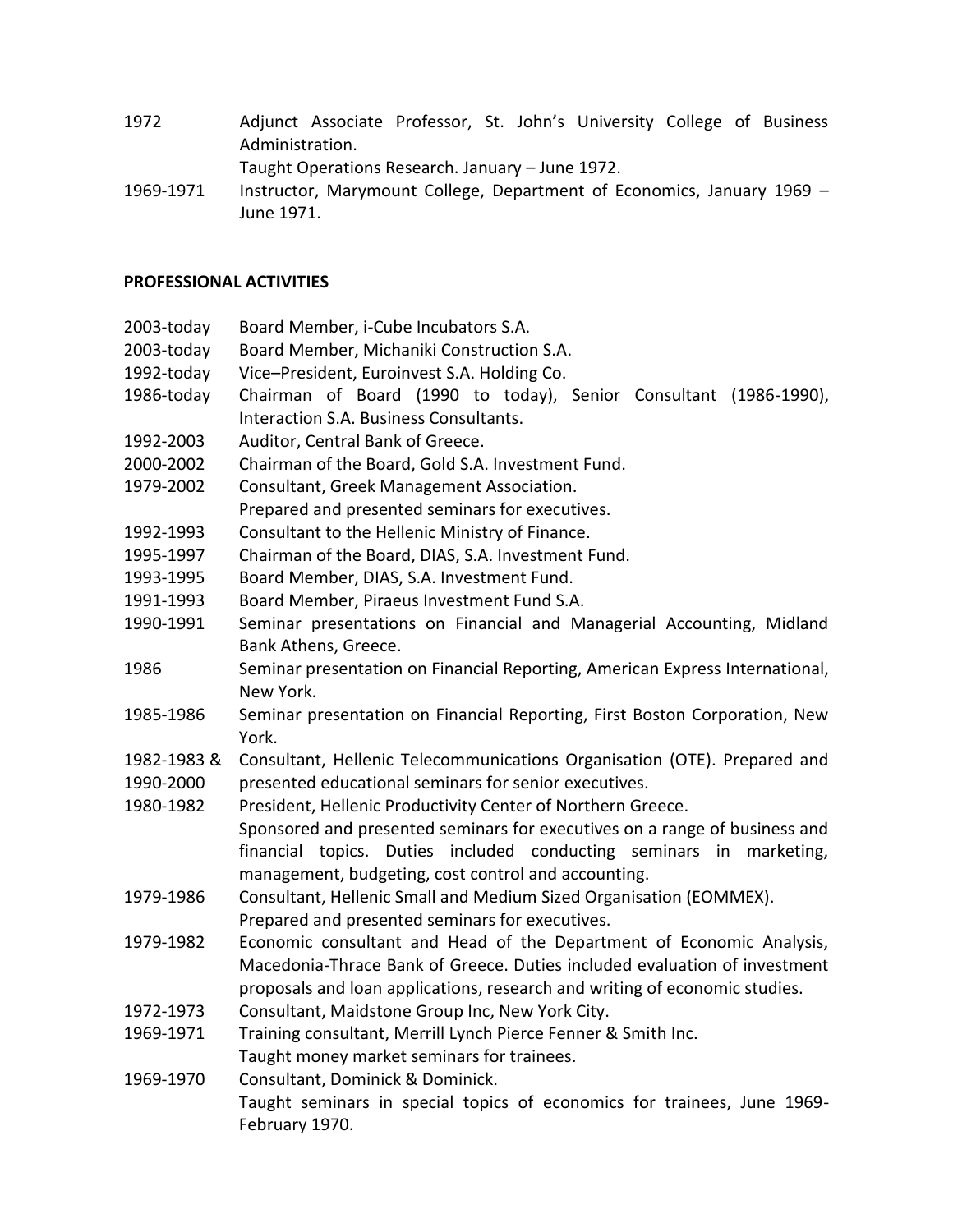1972 Adjunct Associate Professor, St. John's University College of Business Administration.
Taught Operations Research. January – June 1972.

1969-1971 Instructor, Marymount College, Department of Economics, January 1969 – June 1971.

**PROFESSIONAL ACTIVITIES**

2003-today Board Member, i-Cube Incubators S.A.

2003-today Board Member, Michaniki Construction S.A.

1992-today Vice–President, Euroinvest S.A. Holding Co.

1986-today Chairman of Board (1990 to today), Senior Consultant (1986-1990), Interaction S.A. Business Consultants.

1992-2003 Auditor, Central Bank of Greece.

2000-2002 Chairman of the Board, Gold S.A. Investment Fund.

1979-2002 Consultant, Greek Management Association.
Prepared and presented seminars for executives.

1992-1993 Consultant to the Hellenic Ministry of Finance.

1995-1997 Chairman of the Board, DIAS, S.A. Investment Fund.

1993-1995 Board Member, DIAS, S.A. Investment Fund.

1991-1993 Board Member, Piraeus Investment Fund S.A.

1990-1991 Seminar presentations on Financial and Managerial Accounting, Midland Bank Athens, Greece.

1986 Seminar presentation on Financial Reporting, American Express International, New York.

1985-1986 Seminar presentation on Financial Reporting, First Boston Corporation, New York.

1982-1983 & 1990-2000 Consultant, Hellenic Telecommunications Organisation (OTE). Prepared and presented educational seminars for senior executives.

1980-1982 President, Hellenic Productivity Center of Northern Greece.
Sponsored and presented seminars for executives on a range of business and financial topics. Duties included conducting seminars in marketing, management, budgeting, cost control and accounting.

1979-1986 Consultant, Hellenic Small and Medium Sized Organisation (EOMMEX).
Prepared and presented seminars for executives.

1979-1982 Economic consultant and Head of the Department of Economic Analysis, Macedonia-Thrace Bank of Greece. Duties included evaluation of investment proposals and loan applications, research and writing of economic studies.

1972-1973 Consultant, Maidstone Group Inc, New York City.

1969-1971 Training consultant, Merrill Lynch Pierce Fenner & Smith Inc.
Taught money market seminars for trainees.

1969-1970 Consultant, Dominick & Dominick.
Taught seminars in special topics of economics for trainees, June 1969-February 1970.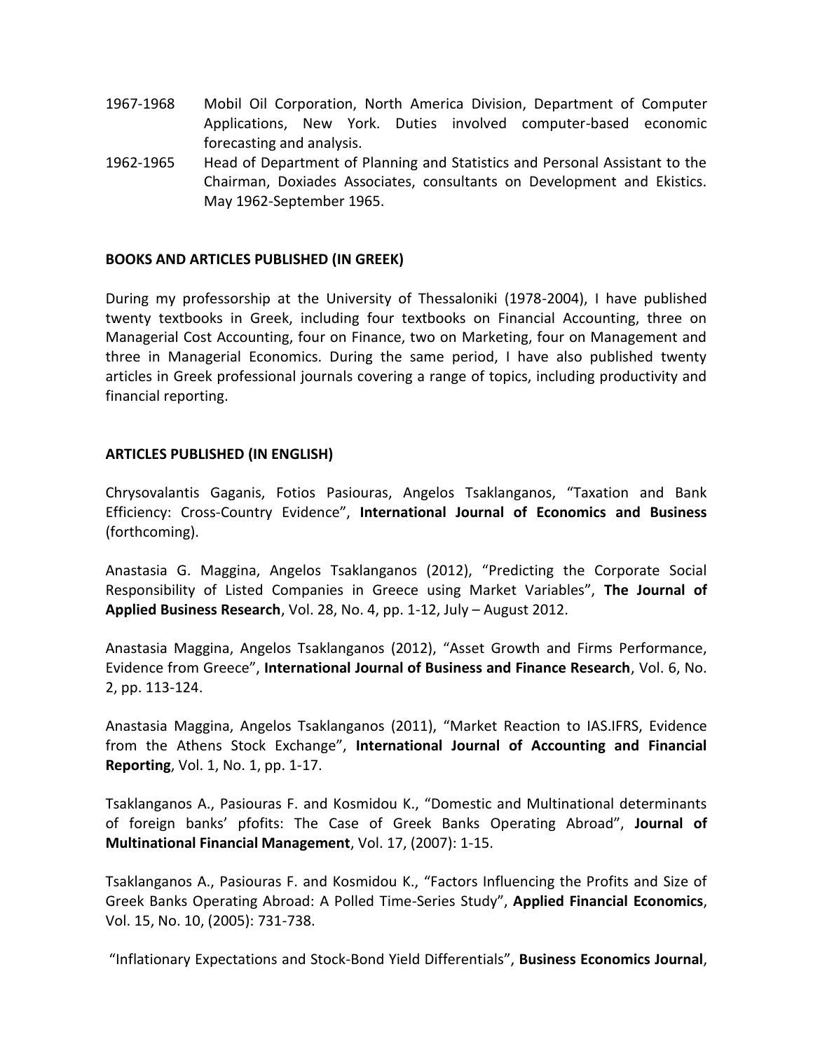1967-1968 Mobil Oil Corporation, North America Division, Department of Computer Applications, New York. Duties involved computer-based economic forecasting and analysis.

1962-1965 Head of Department of Planning and Statistics and Personal Assistant to the Chairman, Doxiades Associates, consultants on Development and Ekistics. May 1962-September 1965.

## BOOKS AND ARTICLES PUBLISHED (IN GREEK)

During my professorship at the University of Thessaloniki (1978-2004), I have published twenty textbooks in Greek, including four textbooks on Financial Accounting, three on Managerial Cost Accounting, four on Finance, two on Marketing, four on Management and three in Managerial Economics. During the same period, I have also published twenty articles in Greek professional journals covering a range of topics, including productivity and financial reporting.

## ARTICLES PUBLISHED (IN ENGLISH)

Chrysovalantis Gaganis, Fotios Pasiouras, Angelos Tsaklanganos, "Taxation and Bank Efficiency: Cross-Country Evidence", **International Journal of Economics and Business** (forthcoming).

Anastasia G. Maggina, Angelos Tsaklanganos (2012), "Predicting the Corporate Social Responsibility of Listed Companies in Greece using Market Variables", **The Journal of Applied Business Research**, Vol. 28, No. 4, pp. 1-12, July – August 2012.

Anastasia Maggina, Angelos Tsaklanganos (2012), "Asset Growth and Firms Performance, Evidence from Greece", **International Journal of Business and Finance Research**, Vol. 6, No. 2, pp. 113-124.

Anastasia Maggina, Angelos Tsaklanganos (2011), "Market Reaction to IAS.IFRS, Evidence from the Athens Stock Exchange", **International Journal of Accounting and Financial Reporting**, Vol. 1, No. 1, pp. 1-17.

Tsaklanganos A., Pasiouras F. and Kosmidou K., "Domestic and Multinational determinants of foreign banks' pfofits: The Case of Greek Banks Operating Abroad", **Journal of Multinational Financial Management**, Vol. 17, (2007): 1-15.

Tsaklanganos A., Pasiouras F. and Kosmidou K., "Factors Influencing the Profits and Size of Greek Banks Operating Abroad: A Polled Time-Series Study", **Applied Financial Economics**, Vol. 15, No. 10, (2005): 731-738.

"Inflationary Expectations and Stock-Bond Yield Differentials", **Business Economics Journal**,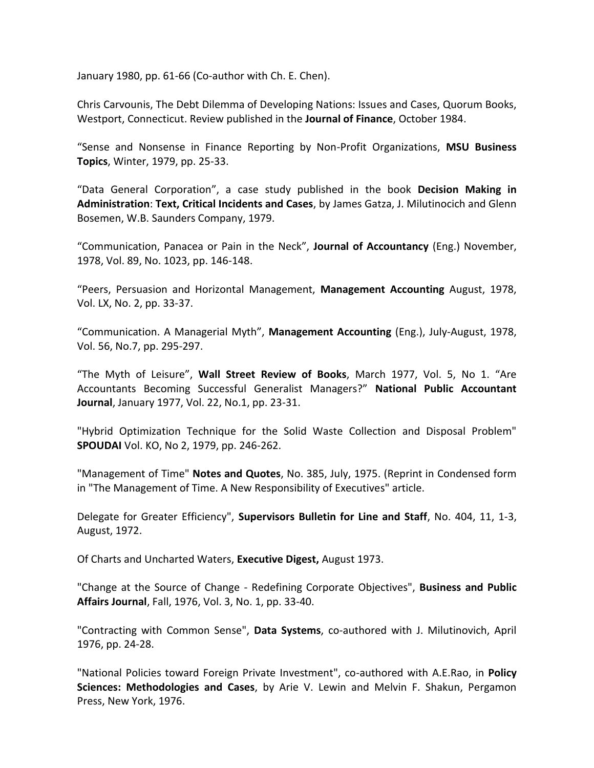January 1980, pp. 61-66 (Co-author with Ch. E. Chen).

Chris Carvounis, The Debt Dilemma of Developing Nations: Issues and Cases, Quorum Books, Westport, Connecticut. Review published in the **Journal of Finance**, October 1984.

“Sense and Nonsense in Finance Reporting by Non-Profit Organizations, **MSU Business Topics**, Winter, 1979, pp. 25-33.

“Data General Corporation”, a case study published in the book **Decision Making in Administration**: **Text, Critical Incidents and Cases**, by James Gatza, J. Milutinocich and Glenn Bosemen, W.B. Saunders Company, 1979.

“Communication, Panacea or Pain in the Neck”, **Journal of Accountancy** (Eng.) November, 1978, Vol. 89, No. 1023, pp. 146-148.

“Peers, Persuasion and Horizontal Management, **Management Accounting** August, 1978, Vol. LX, No. 2, pp. 33-37.

“Communication. A Managerial Myth”, **Management Accounting** (Eng.), July-August, 1978, Vol. 56, No.7, pp. 295-297.

“The Myth of Leisure”, **Wall Street Review of Books**, March 1977, Vol. 5, No 1. “Are Accountants Becoming Successful Generalist Managers?” **National Public Accountant Journal**, January 1977, Vol. 22, No.1, pp. 23-31.

"Hybrid Optimization Technique for the Solid Waste Collection and Disposal Problem" **SPOUDAI** Vol. KO, No 2, 1979, pp. 246-262.

"Management of Time" **Notes and Quotes**, No. 385, July, 1975. (Reprint in Condensed form in "The Management of Time. A New Responsibility of Executives" article.

Delegate for Greater Efficiency", **Supervisors Bulletin for Line and Staff**, No. 404, 11, 1-3, August, 1972.

Of Charts and Uncharted Waters, **Executive Digest,** August 1973.

"Change at the Source of Change - Redefining Corporate Objectives", **Business and Public Affairs Journal**, Fall, 1976, Vol. 3, No. 1, pp. 33-40.

"Contracting with Common Sense", **Data Systems**, co-authored with J. Milutinovich, April 1976, pp. 24-28.

"National Policies toward Foreign Private Investment", co-authored with A.E.Rao, in **Policy Sciences: Methodologies and Cases**, by Arie V. Lewin and Melvin F. Shakun, Pergamon Press, New York, 1976.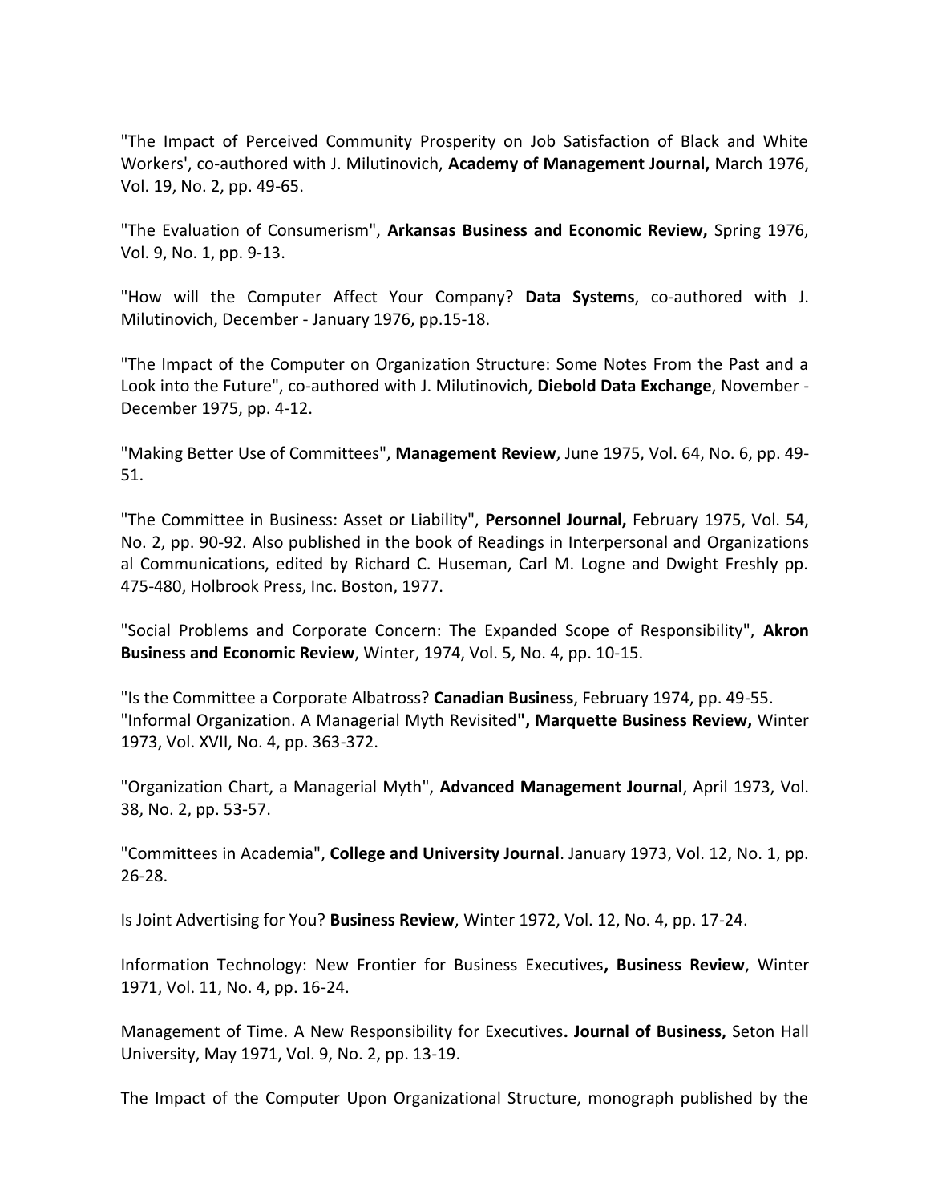"The Impact of Perceived Community Prosperity on Job Satisfaction of Black and White Workers', co-authored with J. Milutinovich, **Academy of Management Journal,** March 1976, Vol. 19, No. 2, pp. 49-65.

"The Evaluation of Consumerism", **Arkansas Business and Economic Review,** Spring 1976, Vol. 9, No. 1, pp. 9-13.

"How will the Computer Affect Your Company? **Data Systems**, co-authored with J. Milutinovich, December - January 1976, pp.15-18.

"The Impact of the Computer on Organization Structure: Some Notes From the Past and a Look into the Future", co-authored with J. Milutinovich, **Diebold Data Exchange**, November - December 1975, pp. 4-12.

"Making Better Use of Committees", **Management Review**, June 1975, Vol. 64, No. 6, pp. 49-51.

"The Committee in Business: Asset or Liability", **Personnel Journal,** February 1975, Vol. 54, No. 2, pp. 90-92. Also published in the book of Readings in Interpersonal and Organizations al Communications, edited by Richard C. Huseman, Carl M. Logne and Dwight Freshly pp. 475-480, Holbrook Press, Inc. Boston, 1977.

"Social Problems and Corporate Concern: The Expanded Scope of Responsibility", **Akron Business and Economic Review**, Winter, 1974, Vol. 5, No. 4, pp. 10-15.

"Is the Committee a Corporate Albatross? **Canadian Business**, February 1974, pp. 49-55.
"Informal Organization. A Managerial Myth Revisited**", Marquette Business Review,** Winter 1973, Vol. XVII, No. 4, pp. 363-372.

"Organization Chart, a Managerial Myth", **Advanced Management Journal**, April 1973, Vol. 38, No. 2, pp. 53-57.

"Committees in Academia", **College and University Journal**. January 1973, Vol. 12, No. 1, pp. 26-28.

Is Joint Advertising for You? **Business Review**, Winter 1972, Vol. 12, No. 4, pp. 17-24.

Information Technology: New Frontier for Business Executives**, Business Review**, Winter 1971, Vol. 11, No. 4, pp. 16-24.

Management of Time. A New Responsibility for Executives**. Journal of Business,** Seton Hall University, May 1971, Vol. 9, No. 2, pp. 13-19.

The Impact of the Computer Upon Organizational Structure, monograph published by the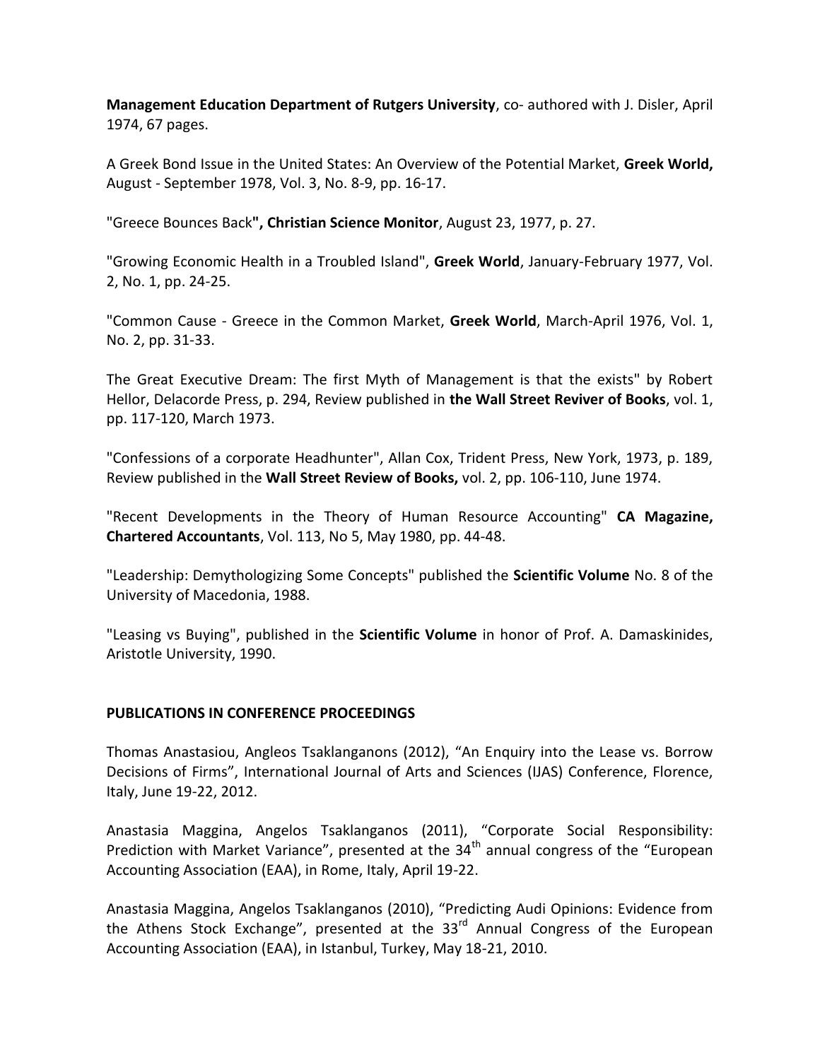**Management Education Department of Rutgers University**, co- authored with J. Disler, April 1974, 67 pages.

A Greek Bond Issue in the United States: An Overview of the Potential Market, **Greek World,** August - September 1978, Vol. 3, No. 8-9, pp. 16-17.

"Greece Bounces Back**", Christian Science Monitor**, August 23, 1977, p. 27.

"Growing Economic Health in a Troubled Island", **Greek World**, January-February 1977, Vol. 2, No. 1, pp. 24-25.

"Common Cause - Greece in the Common Market, **Greek World**, March-April 1976, Vol. 1, No. 2, pp. 31-33.

The Great Executive Dream: The first Myth of Management is that the exists" by Robert Hellor, Delacorde Press, p. 294, Review published in **the Wall Street Reviver of Books**, vol. 1, pp. 117-120, March 1973.

"Confessions of a corporate Headhunter", Allan Cox, Trident Press, New York, 1973, p. 189, Review published in the **Wall Street Review of Books,** vol. 2, pp. 106-110, June 1974.

"Recent Developments in the Theory of Human Resource Accounting" **CA Magazine, Chartered Accountants**, Vol. 113, No 5, May 1980, pp. 44-48.

"Leadership: Demythologizing Some Concepts" published the **Scientific Volume** No. 8 of the University of Macedonia, 1988.

"Leasing vs Buying", published in the **Scientific Volume** in honor of Prof. A. Damaskinides, Aristotle University, 1990.

**PUBLICATIONS IN CONFERENCE PROCEEDINGS**

Thomas Anastasiou, Angleos Tsaklanganons (2012), "An Enquiry into the Lease vs. Borrow Decisions of Firms", International Journal of Arts and Sciences (IJAS) Conference, Florence, Italy, June 19-22, 2012.

Anastasia Maggina, Angelos Tsaklanganos (2011), "Corporate Social Responsibility: Prediction with Market Variance", presented at the 34th annual congress of the "European Accounting Association (EAA), in Rome, Italy, April 19-22.

Anastasia Maggina, Angelos Tsaklanganos (2010), "Predicting Audi Opinions: Evidence from the Athens Stock Exchange", presented at the 33rd Annual Congress of the European Accounting Association (EAA), in Istanbul, Turkey, May 18-21, 2010.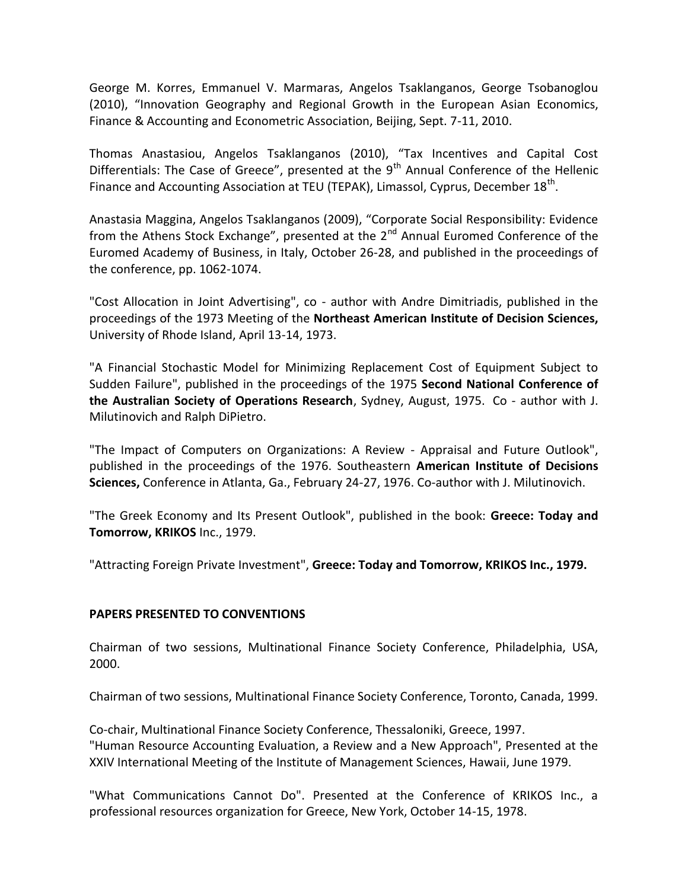George M. Korres, Emmanuel V. Marmaras, Angelos Tsaklanganos, George Tsobanoglou (2010), “Innovation Geography and Regional Growth in the European Asian Economics, Finance & Accounting and Econometric Association, Beijing, Sept. 7-11, 2010.

Thomas Anastasiou, Angelos Tsaklanganos (2010), “Tax Incentives and Capital Cost Differentials: The Case of Greece”, presented at the 9th Annual Conference of the Hellenic Finance and Accounting Association at TEU (TEPAK), Limassol, Cyprus, December 18th.

Anastasia Maggina, Angelos Tsaklanganos (2009), “Corporate Social Responsibility: Evidence from the Athens Stock Exchange”, presented at the 2nd Annual Euromed Conference of the Euromed Academy of Business, in Italy, October 26-28, and published in the proceedings of the conference, pp. 1062-1074.

"Cost Allocation in Joint Advertising", co - author with Andre Dimitriadis, published in the proceedings of the 1973 Meeting of the **Northeast American Institute of Decision Sciences,** University of Rhode Island, April 13-14, 1973.

"A Financial Stochastic Model for Minimizing Replacement Cost of Equipment Subject to Sudden Failure", published in the proceedings of the 1975 **Second National Conference of the Australian Society of Operations Research**, Sydney, August, 1975. Co - author with J. Milutinovich and Ralph DiPietro.

"The Impact of Computers on Organizations: A Review - Appraisal and Future Outlook", published in the proceedings of the 1976. Southeastern **American Institute of Decisions Sciences,** Conference in Atlanta, Ga., February 24-27, 1976. Co-author with J. Milutinovich.

"The Greek Economy and Its Present Outlook", published in the book: **Greece: Today and Tomorrow, KRIKOS** Inc., 1979.

"Attracting Foreign Private Investment", **Greece: Today and Tomorrow, KRIKOS Inc., 1979.**

**PAPERS PRESENTED TO CONVENTIONS**

Chairman of two sessions, Multinational Finance Society Conference, Philadelphia, USA, 2000.

Chairman of two sessions, Multinational Finance Society Conference, Toronto, Canada, 1999.

Co-chair, Multinational Finance Society Conference, Thessaloniki, Greece, 1997.

"Human Resource Accounting Evaluation, a Review and a New Approach", Presented at the XXIV International Meeting of the Institute of Management Sciences, Hawaii, June 1979.

"What Communications Cannot Do". Presented at the Conference of KRIKOS Inc., a professional resources organization for Greece, New York, October 14-15, 1978.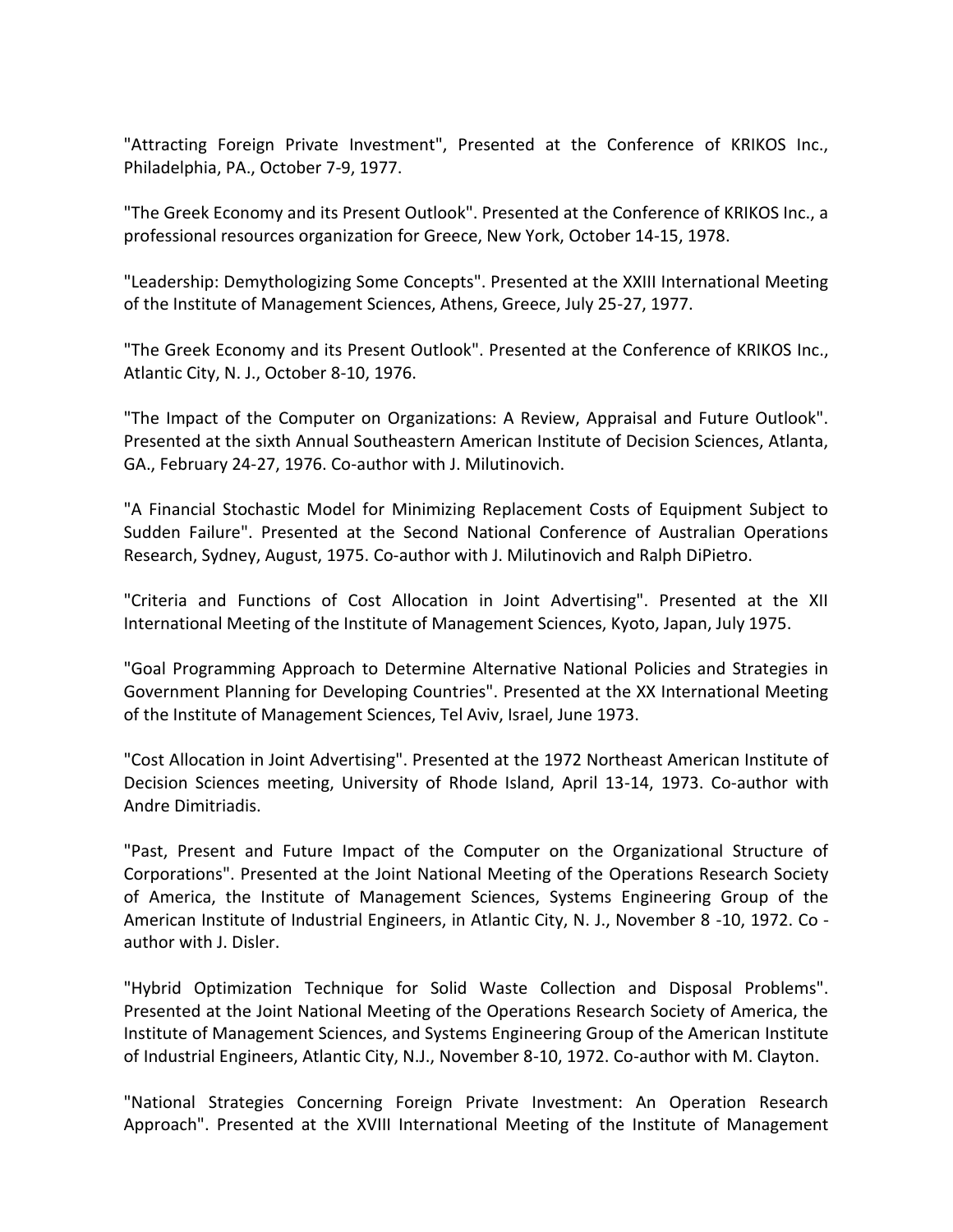"Attracting Foreign Private Investment", Presented at the Conference of KRIKOS Inc., Philadelphia, PA., October 7-9, 1977.

"The Greek Economy and its Present Outlook". Presented at the Conference of KRIKOS Inc., a professional resources organization for Greece, New York, October 14-15, 1978.

"Leadership: Demythologizing Some Concepts". Presented at the XXIII International Meeting of the Institute of Management Sciences, Athens, Greece, July 25-27, 1977.

"The Greek Economy and its Present Outlook". Presented at the Conference of KRIKOS Inc., Atlantic City, N. J., October 8-10, 1976.

"The Impact of the Computer on Organizations: A Review, Appraisal and Future Outlook". Presented at the sixth Annual Southeastern American Institute of Decision Sciences, Atlanta, GA., February 24-27, 1976. Co-author with J. Milutinovich.

"A Financial Stochastic Model for Minimizing Replacement Costs of Equipment Subject to Sudden Failure". Presented at the Second National Conference of Australian Operations Research, Sydney, August, 1975. Co-author with J. Milutinovich and Ralph DiPietro.

"Criteria and Functions of Cost Allocation in Joint Advertising". Presented at the XII International Meeting of the Institute of Management Sciences, Kyoto, Japan, July 1975.

"Goal Programming Approach to Determine Alternative National Policies and Strategies in Government Planning for Developing Countries". Presented at the XX International Meeting of the Institute of Management Sciences, Tel Aviv, Israel, June 1973.

"Cost Allocation in Joint Advertising". Presented at the 1972 Northeast American Institute of Decision Sciences meeting, University of Rhode Island, April 13-14, 1973. Co-author with Andre Dimitriadis.

"Past, Present and Future Impact of the Computer on the Organizational Structure of Corporations". Presented at the Joint National Meeting of the Operations Research Society of America, the Institute of Management Sciences, Systems Engineering Group of the American Institute of Industrial Engineers, in Atlantic City, N. J., November 8 -10, 1972. Co - author with J. Disler.

"Hybrid Optimization Technique for Solid Waste Collection and Disposal Problems". Presented at the Joint National Meeting of the Operations Research Society of America, the Institute of Management Sciences, and Systems Engineering Group of the American Institute of Industrial Engineers, Atlantic City, N.J., November 8-10, 1972. Co-author with M. Clayton.

"National Strategies Concerning Foreign Private Investment: An Operation Research Approach". Presented at the XVIII International Meeting of the Institute of Management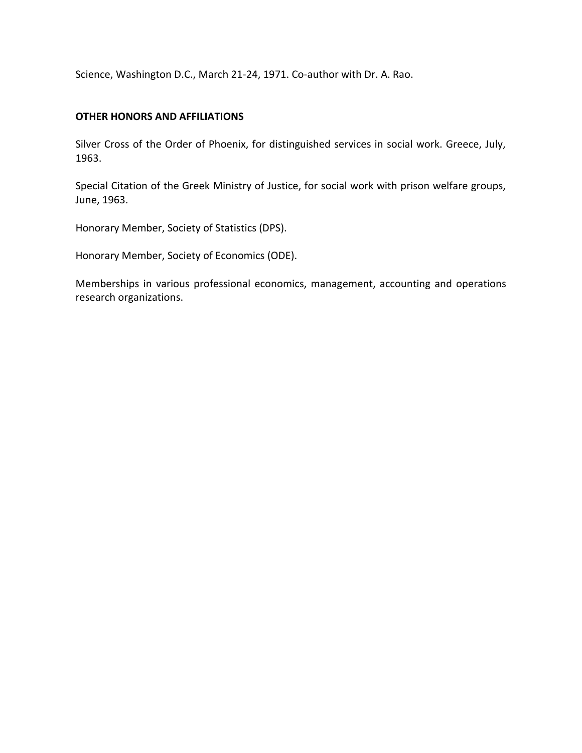Science, Washington D.C., March 21-24, 1971. Co-author with Dr. A. Rao.

## OTHER HONORS AND AFFILIATIONS

Silver Cross of the Order of Phoenix, for distinguished services in social work. Greece, July, 1963.

Special Citation of the Greek Ministry of Justice, for social work with prison welfare groups, June, 1963.

Honorary Member, Society of Statistics (DPS).

Honorary Member, Society of Economics (ODE).

Memberships in various professional economics, management, accounting and operations research organizations.